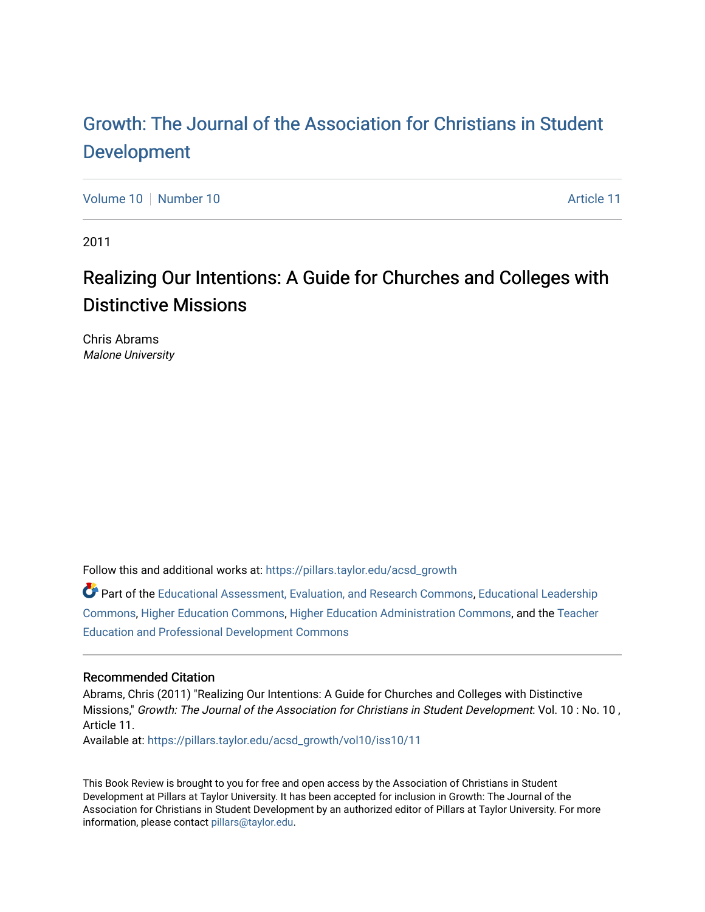# Growth: The Journal of the Association for Christians in Student Development

Volume 10 | Number 10 | Article 11

2011

## Realizing Our Intentions: A Guide for Churches and Colleges with Distinctive Missions

Chris Abrams
*Malone University*

Follow this and additional works at: https://pillars.taylor.edu/acsd_growth

Part of the Educational Assessment, Evaluation, and Research Commons, Educational Leadership Commons, Higher Education Commons, Higher Education Administration Commons, and the Teacher Education and Professional Development Commons

### Recommended Citation

Abrams, Chris (2011) "Realizing Our Intentions: A Guide for Churches and Colleges with Distinctive Missions," *Growth: The Journal of the Association for Christians in Student Development*: Vol. 10 : No. 10 , Article 11.
Available at: https://pillars.taylor.edu/acsd_growth/vol10/iss10/11

This Book Review is brought to you for free and open access by the Association of Christians in Student Development at Pillars at Taylor University. It has been accepted for inclusion in Growth: The Journal of the Association for Christians in Student Development by an authorized editor of Pillars at Taylor University. For more information, please contact pillars@taylor.edu.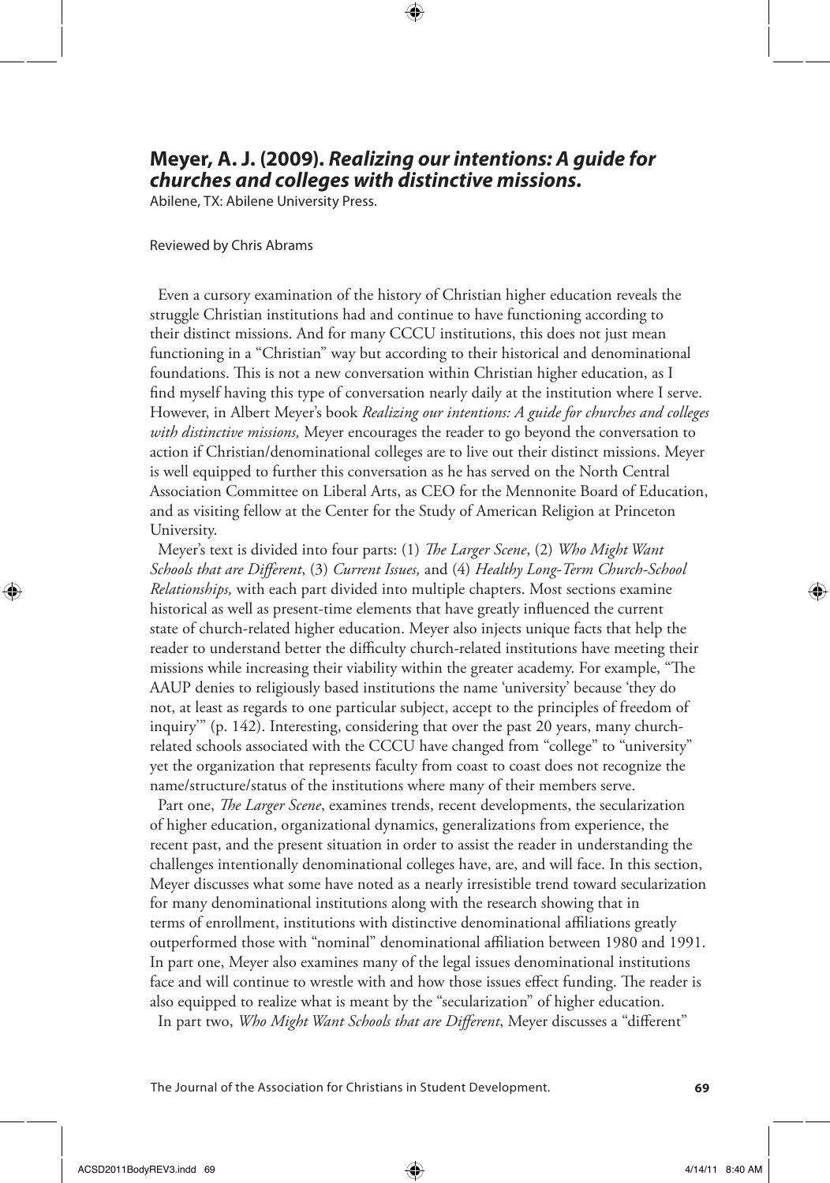## Meyer, A. J. (2009). *Realizing our intentions: A guide for churches and colleges with distinctive missions.*

Abilene, TX: Abilene University Press.

Reviewed by Chris Abrams

Even a cursory examination of the history of Christian higher education reveals the struggle Christian institutions had and continue to have functioning according to their distinct missions. And for many CCCU institutions, this does not just mean functioning in a "Christian" way but according to their historical and denominational foundations. This is not a new conversation within Christian higher education, as I find myself having this type of conversation nearly daily at the institution where I serve. However, in Albert Meyer's book *Realizing our intentions: A guide for churches and colleges with distinctive missions,* Meyer encourages the reader to go beyond the conversation to action if Christian/denominational colleges are to live out their distinct missions. Meyer is well equipped to further this conversation as he has served on the North Central Association Committee on Liberal Arts, as CEO for the Mennonite Board of Education, and as visiting fellow at the Center for the Study of American Religion at Princeton University.

Meyer's text is divided into four parts: (1) *The Larger Scene*, (2) *Who Might Want Schools that are Different*, (3) *Current Issues,* and (4) *Healthy Long-Term Church-School Relationships,* with each part divided into multiple chapters. Most sections examine historical as well as present-time elements that have greatly influenced the current state of church-related higher education. Meyer also injects unique facts that help the reader to understand better the difficulty church-related institutions have meeting their missions while increasing their viability within the greater academy. For example, "The AAUP denies to religiously based institutions the name 'university' because 'they do not, at least as regards to one particular subject, accept to the principles of freedom of inquiry'" (p. 142). Interesting, considering that over the past 20 years, many church-related schools associated with the CCCU have changed from "college" to "university" yet the organization that represents faculty from coast to coast does not recognize the name/structure/status of the institutions where many of their members serve.

Part one, *The Larger Scene*, examines trends, recent developments, the secularization of higher education, organizational dynamics, generalizations from experience, the recent past, and the present situation in order to assist the reader in understanding the challenges intentionally denominational colleges have, are, and will face. In this section, Meyer discusses what some have noted as a nearly irresistible trend toward secularization for many denominational institutions along with the research showing that in terms of enrollment, institutions with distinctive denominational affiliations greatly outperformed those with "nominal" denominational affiliation between 1980 and 1991. In part one, Meyer also examines many of the legal issues denominational institutions face and will continue to wrestle with and how those issues effect funding. The reader is also equipped to realize what is meant by the "secularization" of higher education.

In part two, *Who Might Want Schools that are Different*, Meyer discusses a "different"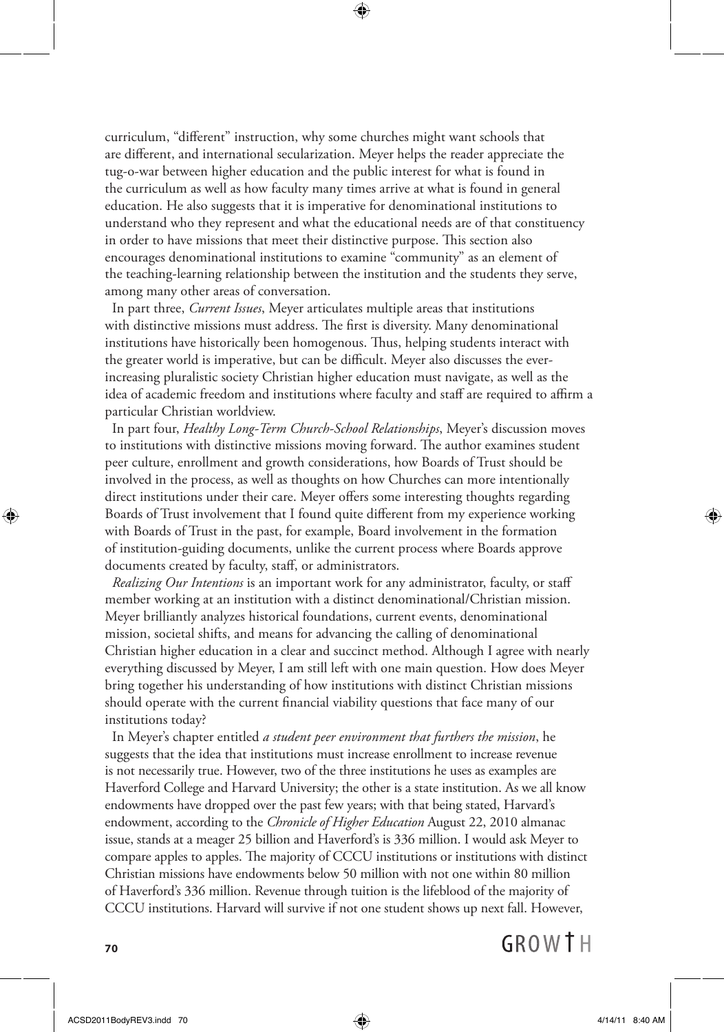curriculum, "different" instruction, why some churches might want schools that are different, and international secularization. Meyer helps the reader appreciate the tug-o-war between higher education and the public interest for what is found in the curriculum as well as how faculty many times arrive at what is found in general education. He also suggests that it is imperative for denominational institutions to understand who they represent and what the educational needs are of that constituency in order to have missions that meet their distinctive purpose. This section also encourages denominational institutions to examine "community" as an element of the teaching-learning relationship between the institution and the students they serve, among many other areas of conversation.

In part three, *Current Issues*, Meyer articulates multiple areas that institutions with distinctive missions must address. The first is diversity. Many denominational institutions have historically been homogenous. Thus, helping students interact with the greater world is imperative, but can be difficult. Meyer also discusses the ever-increasing pluralistic society Christian higher education must navigate, as well as the idea of academic freedom and institutions where faculty and staff are required to affirm a particular Christian worldview.

In part four, *Healthy Long-Term Church-School Relationships*, Meyer's discussion moves to institutions with distinctive missions moving forward. The author examines student peer culture, enrollment and growth considerations, how Boards of Trust should be involved in the process, as well as thoughts on how Churches can more intentionally direct institutions under their care. Meyer offers some interesting thoughts regarding Boards of Trust involvement that I found quite different from my experience working with Boards of Trust in the past, for example, Board involvement in the formation of institution-guiding documents, unlike the current process where Boards approve documents created by faculty, staff, or administrators.

*Realizing Our Intentions* is an important work for any administrator, faculty, or staff member working at an institution with a distinct denominational/Christian mission. Meyer brilliantly analyzes historical foundations, current events, denominational mission, societal shifts, and means for advancing the calling of denominational Christian higher education in a clear and succinct method. Although I agree with nearly everything discussed by Meyer, I am still left with one main question. How does Meyer bring together his understanding of how institutions with distinct Christian missions should operate with the current financial viability questions that face many of our institutions today?

In Meyer's chapter entitled *a student peer environment that furthers the mission*, he suggests that the idea that institutions must increase enrollment to increase revenue is not necessarily true. However, two of the three institutions he uses as examples are Haverford College and Harvard University; the other is a state institution. As we all know endowments have dropped over the past few years; with that being stated, Harvard's endowment, according to the *Chronicle of Higher Education* August 22, 2010 almanac issue, stands at a meager 25 billion and Haverford's is 336 million. I would ask Meyer to compare apples to apples. The majority of CCCU institutions or institutions with distinct Christian missions have endowments below 50 million with not one within 80 million of Haverford's 336 million. Revenue through tuition is the lifeblood of the majority of CCCU institutions. Harvard will survive if not one student shows up next fall. However,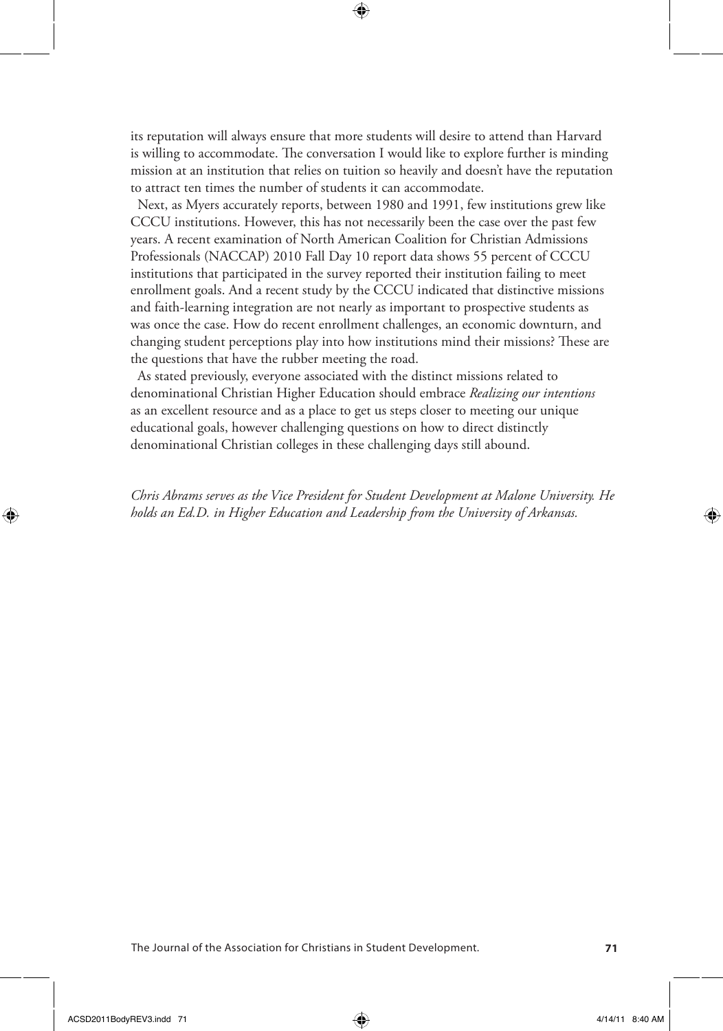its reputation will always ensure that more students will desire to attend than Harvard is willing to accommodate. The conversation I would like to explore further is minding mission at an institution that relies on tuition so heavily and doesn't have the reputation to attract ten times the number of students it can accommodate.

Next, as Myers accurately reports, between 1980 and 1991, few institutions grew like CCCU institutions. However, this has not necessarily been the case over the past few years. A recent examination of North American Coalition for Christian Admissions Professionals (NACCAP) 2010 Fall Day 10 report data shows 55 percent of CCCU institutions that participated in the survey reported their institution failing to meet enrollment goals. And a recent study by the CCCU indicated that distinctive missions and faith-learning integration are not nearly as important to prospective students as was once the case. How do recent enrollment challenges, an economic downturn, and changing student perceptions play into how institutions mind their missions? These are the questions that have the rubber meeting the road.

As stated previously, everyone associated with the distinct missions related to denominational Christian Higher Education should embrace *Realizing our intentions* as an excellent resource and as a place to get us steps closer to meeting our unique educational goals, however challenging questions on how to direct distinctly denominational Christian colleges in these challenging days still abound.

*Chris Abrams serves as the Vice President for Student Development at Malone University. He holds an Ed.D. in Higher Education and Leadership from the University of Arkansas.*